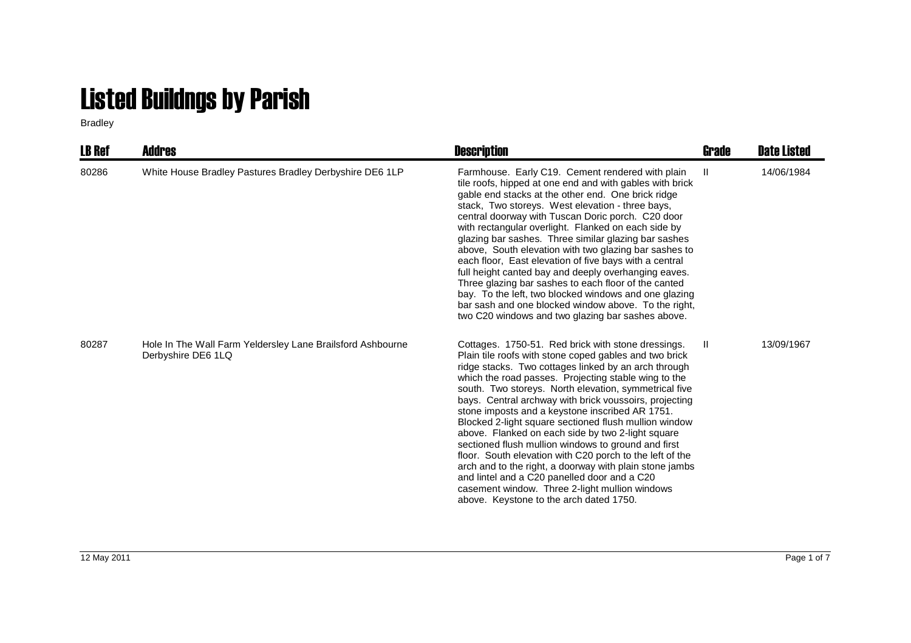# Listed Buildngs by Parish

Bradley

| LB Ref | Addres | Description | Grade | Date Listed |
| --- | --- | --- | --- | --- |
| 80286 | White House Bradley Pastures Bradley Derbyshire DE6 1LP | Farmhouse. Early C19. Cement rendered with plain tile roofs, hipped at one end and with gables with brick gable end stacks at the other end. One brick ridge stack, Two storeys. West elevation - three bays, central doorway with Tuscan Doric porch. C20 door with rectangular overlight. Flanked on each side by glazing bar sashes. Three similar glazing bar sashes above, South elevation with two glazing bar sashes to each floor, East elevation of five bays with a central full height canted bay and deeply overhanging eaves. Three glazing bar sashes to each floor of the canted bay. To the left, two blocked windows and one glazing bar sash and one blocked window above. To the right, two C20 windows and two glazing bar sashes above. | II | 14/06/1984 |
| 80287 | Hole In The Wall Farm Yeldersley Lane Brailsford Ashbourne Derbyshire DE6 1LQ | Cottages. 1750-51. Red brick with stone dressings. Plain tile roofs with stone coped gables and two brick ridge stacks. Two cottages linked by an arch through which the road passes. Projecting stable wing to the south. Two storeys. North elevation, symmetrical five bays. Central archway with brick voussoirs, projecting stone imposts and a keystone inscribed AR 1751. Blocked 2-light square sectioned flush mullion window above. Flanked on each side by two 2-light square sectioned flush mullion windows to ground and first floor. South elevation with C20 porch to the left of the arch and to the right, a doorway with plain stone jambs and lintel and a C20 panelled door and a C20 casement window. Three 2-light mullion windows above. Keystone to the arch dated 1750. | II | 13/09/1967 |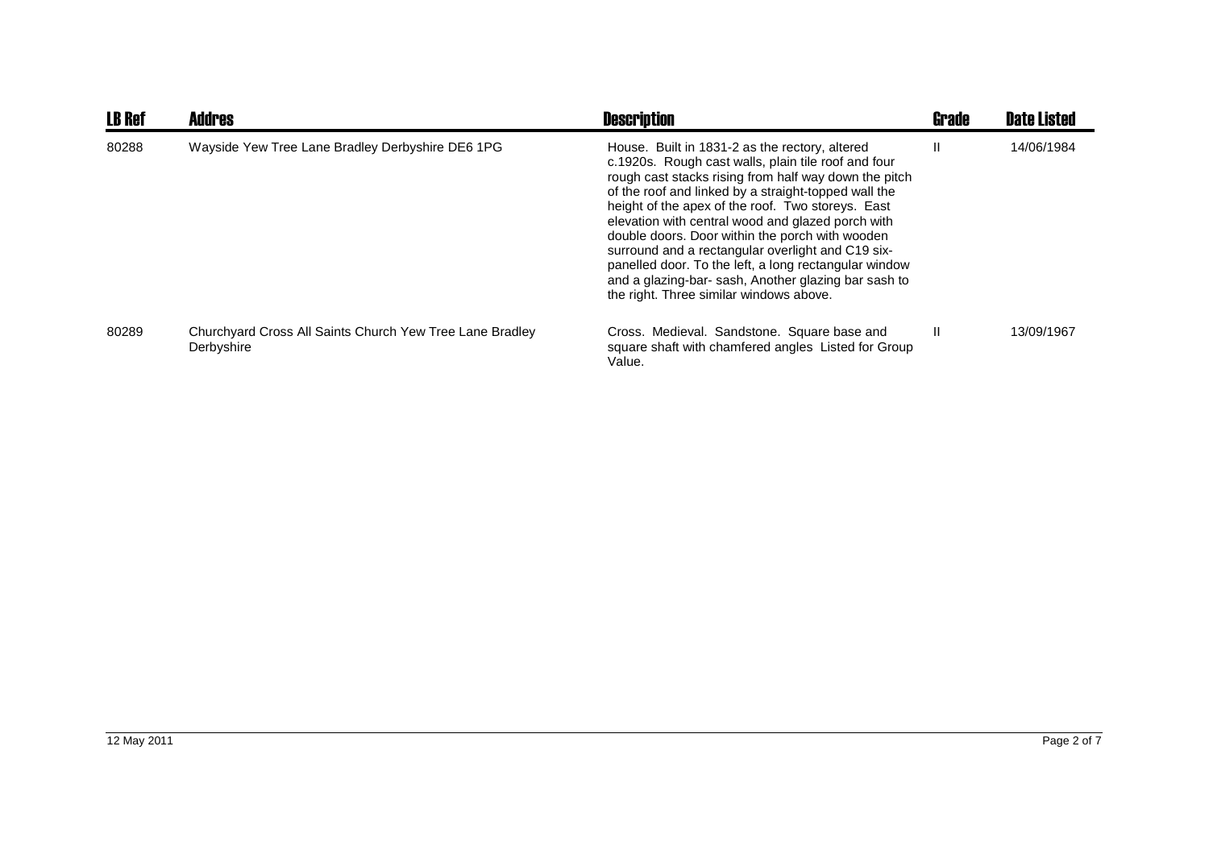| LB Ref | Addres | Description | Grade | Date Listed |
| --- | --- | --- | --- | --- |
| 80288 | Wayside Yew Tree Lane Bradley Derbyshire DE6 1PG | House. Built in 1831-2 as the rectory, altered c.1920s. Rough cast walls, plain tile roof and four rough cast stacks rising from half way down the pitch of the roof and linked by a straight-topped wall the height of the apex of the roof. Two storeys. East elevation with central wood and glazed porch with double doors. Door within the porch with wooden surround and a rectangular overlight and C19 six-panelled door. To the left, a long rectangular window and a glazing-bar- sash, Another glazing bar sash to the right. Three similar windows above. | II | 14/06/1984 |
| 80289 | Churchyard Cross All Saints Church Yew Tree Lane Bradley Derbyshire | Cross. Medieval. Sandstone. Square base and square shaft with chamfered angles Listed for Group Value. | II | 13/09/1967 |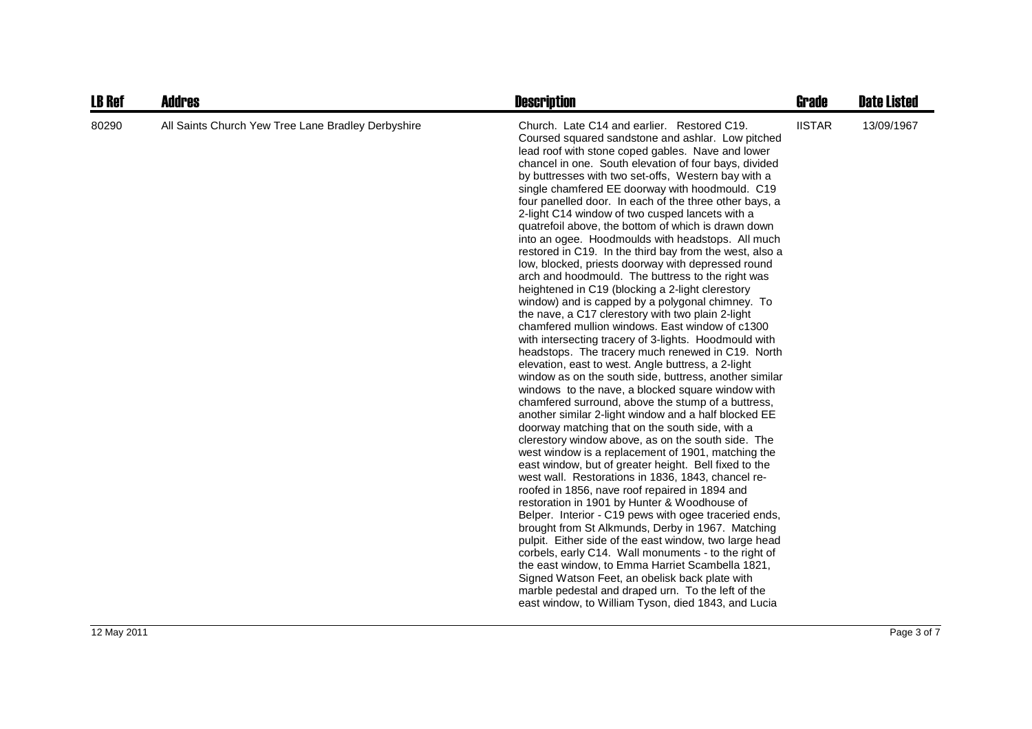| LB Ref | Addres | Description | Grade | Date Listed |
|---|---|---|---|---|
| 80290 | All Saints Church Yew Tree Lane Bradley Derbyshire | Church. Late C14 and earlier. Restored C19. Coursed squared sandstone and ashlar. Low pitched lead roof with stone coped gables. Nave and lower chancel in one. South elevation of four bays, divided by buttresses with two set-offs, Western bay with a single chamfered EE doorway with hoodmould. C19 four panelled door. In each of the three other bays, a 2-light C14 window of two cusped lancets with a quatrefoil above, the bottom of which is drawn down into an ogee. Hoodmoulds with headstops. All much restored in C19. In the third bay from the west, also a low, blocked, priests doorway with depressed round arch and hoodmould. The buttress to the right was heightened in C19 (blocking a 2-light clerestory window) and is capped by a polygonal chimney. To the nave, a C17 clerestory with two plain 2-light chamfered mullion windows. East window of c1300 with intersecting tracery of 3-lights. Hoodmould with headstops. The tracery much renewed in C19. North elevation, east to west. Angle buttress, a 2-light window as on the south side, buttress, another similar windows to the nave, a blocked square window with chamfered surround, above the stump of a buttress, another similar 2-light window and a half blocked EE doorway matching that on the south side, with a clerestory window above, as on the south side. The west window is a replacement of 1901, matching the east window, but of greater height. Bell fixed to the west wall. Restorations in 1836, 1843, chancel re-roofed in 1856, nave roof repaired in 1894 and restoration in 1901 by Hunter & Woodhouse of Belper. Interior - C19 pews with ogee traceried ends, brought from St Alkmunds, Derby in 1967. Matching pulpit. Either side of the east window, two large head corbels, early C14. Wall monuments - to the right of the east window, to Emma Harriet Scambella 1821, Signed Watson Feet, an obelisk back plate with marble pedestal and draped urn. To the left of the east window, to William Tyson, died 1843, and Lucia | IISTAR | 13/09/1967 |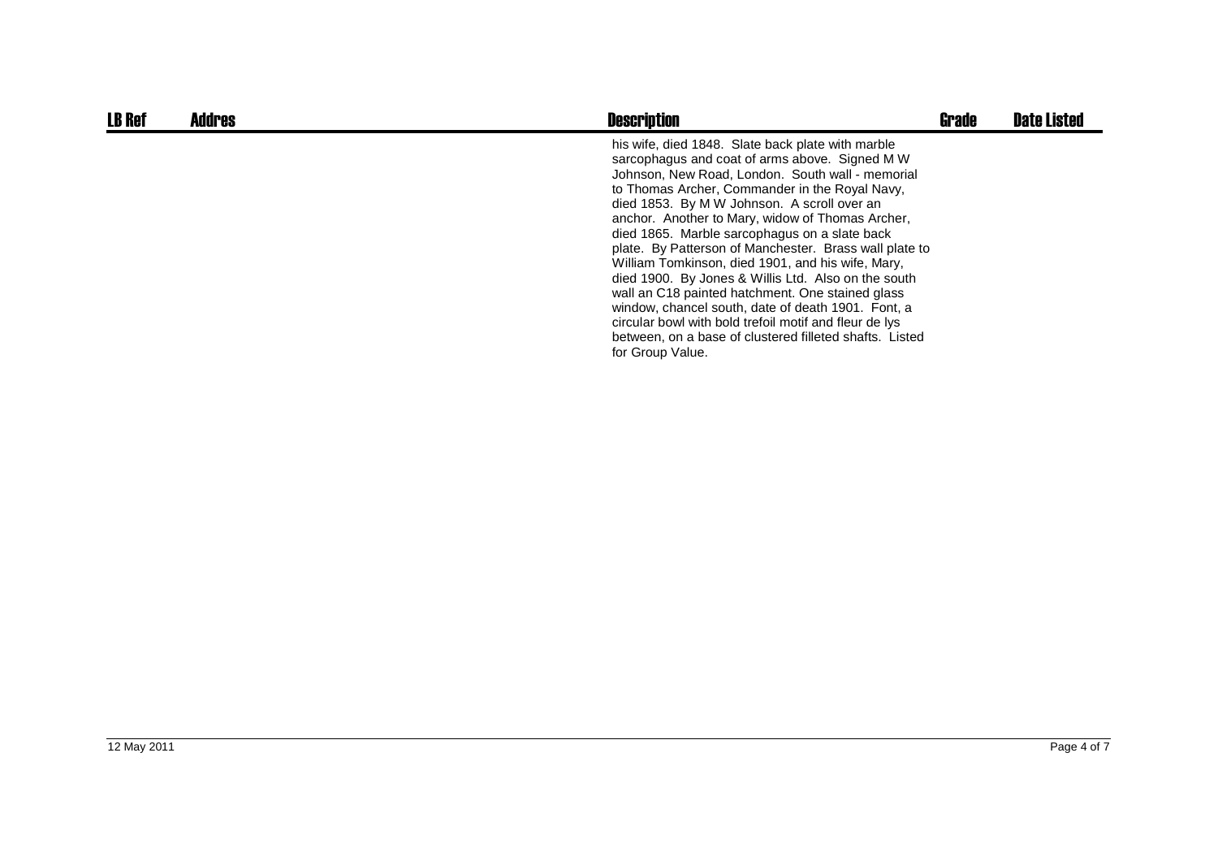| LB Ref | Addres | Description | Grade | Date Listed |
|---|---|---|---|---|
| | | his wife, died 1848. Slate back plate with marble sarcophagus and coat of arms above. Signed M W Johnson, New Road, London. South wall - memorial to Thomas Archer, Commander in the Royal Navy, died 1853. By M W Johnson. A scroll over an anchor. Another to Mary, widow of Thomas Archer, died 1865. Marble sarcophagus on a slate back plate. By Patterson of Manchester. Brass wall plate to William Tomkinson, died 1901, and his wife, Mary, died 1900. By Jones & Willis Ltd. Also on the south wall an C18 painted hatchment. One stained glass window, chancel south, date of death 1901. Font, a circular bowl with bold trefoil motif and fleur de lys between, on a base of clustered filleted shafts. Listed for Group Value. | | |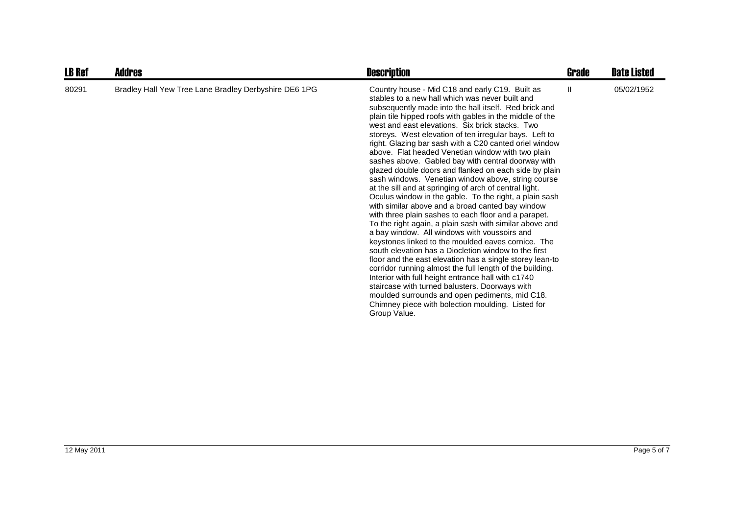| LB Ref | Addres | Description | Grade | Date Listed |
|---|---|---|---|---|
| 80291 | Bradley Hall Yew Tree Lane Bradley Derbyshire DE6 1PG | Country house - Mid C18 and early C19. Built as stables to a new hall which was never built and subsequently made into the hall itself. Red brick and plain tile hipped roofs with gables in the middle of the west and east elevations. Six brick stacks. Two storeys. West elevation of ten irregular bays. Left to right. Glazing bar sash with a C20 canted oriel window above. Flat headed Venetian window with two plain sashes above. Gabled bay with central doorway with glazed double doors and flanked on each side by plain sash windows. Venetian window above, string course at the sill and at springing of arch of central light. Oculus window in the gable. To the right, a plain sash with similar above and a broad canted bay window with three plain sashes to each floor and a parapet. To the right again, a plain sash with similar above and a bay window. All windows with voussoirs and keystones linked to the moulded eaves cornice. The south elevation has a Diocletion window to the first floor and the east elevation has a single storey lean-to corridor running almost the full length of the building. Interior with full height entrance hall with c1740 staircase with turned balusters. Doorways with moulded surrounds and open pediments, mid C18. Chimney piece with bolection moulding. Listed for Group Value. | II | 05/02/1952 |

12 May 2011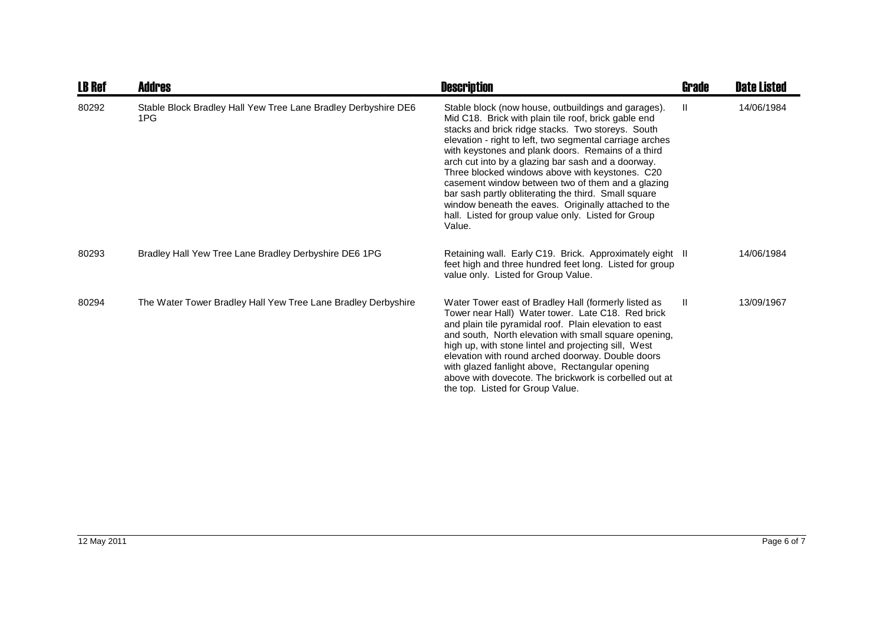| LB Ref | Addres | Description | Grade | Date Listed |
|---|---|---|---|---|
| 80292 | Stable Block Bradley Hall Yew Tree Lane Bradley Derbyshire DE6 1PG | Stable block (now house, outbuildings and garages). Mid C18. Brick with plain tile roof, brick gable end stacks and brick ridge stacks. Two storeys. South elevation - right to left, two segmental carriage arches with keystones and plank doors. Remains of a third arch cut into by a glazing bar sash and a doorway. Three blocked windows above with keystones. C20 casement window between two of them and a glazing bar sash partly obliterating the third. Small square window beneath the eaves. Originally attached to the hall. Listed for group value only. Listed for Group Value. | II | 14/06/1984 |
| 80293 | Bradley Hall Yew Tree Lane Bradley Derbyshire DE6 1PG | Retaining wall. Early C19. Brick. Approximately eight feet high and three hundred feet long. Listed for group value only. Listed for Group Value. | II | 14/06/1984 |
| 80294 | The Water Tower Bradley Hall Yew Tree Lane Bradley Derbyshire | Water Tower east of Bradley Hall (formerly listed as Tower near Hall) Water tower. Late C18. Red brick and plain tile pyramidal roof. Plain elevation to east and south, North elevation with small square opening, high up, with stone lintel and projecting sill, West elevation with round arched doorway. Double doors with glazed fanlight above, Rectangular opening above with dovecote. The brickwork is corbelled out at the top. Listed for Group Value. | II | 13/09/1967 |

12 May 2011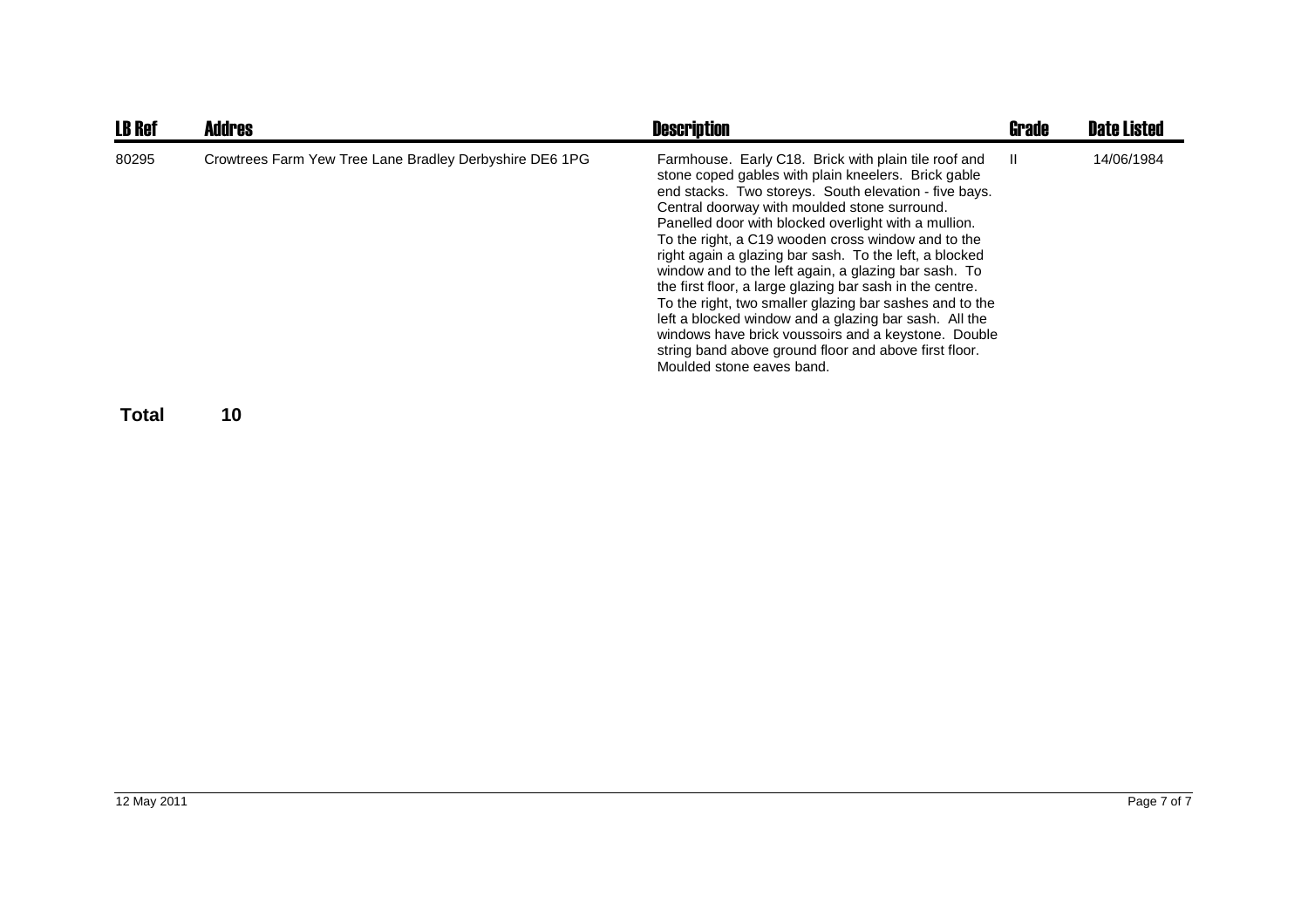| LB Ref | Addres | Description | Grade | Date Listed |
|---|---|---|---|---|
| 80295 | Crowtrees Farm Yew Tree Lane Bradley Derbyshire DE6 1PG | Farmhouse. Early C18. Brick with plain tile roof and stone coped gables with plain kneelers. Brick gable end stacks. Two storeys. South elevation - five bays. Central doorway with moulded stone surround. Panelled door with blocked overlight with a mullion. To the right, a C19 wooden cross window and to the right again a glazing bar sash. To the left, a blocked window and to the left again, a glazing bar sash. To the first floor, a large glazing bar sash in the centre. To the right, two smaller glazing bar sashes and to the left a blocked window and a glazing bar sash. All the windows have brick voussoirs and a keystone. Double string band above ground floor and above first floor. Moulded stone eaves band. | II | 14/06/1984 |

**Total** **10**

12 May 2011